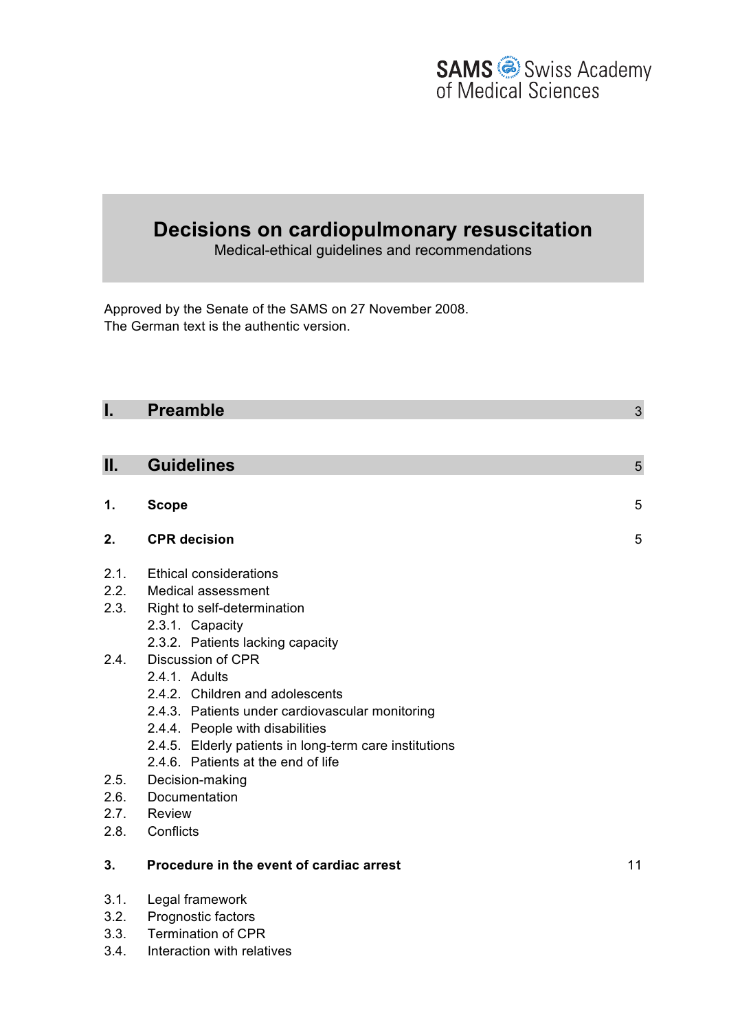SAMS Swiss Academy of Medical Sciences

# Decisions on cardiopulmonary resuscitation

Medical-ethical guidelines and recommendations

Approved by the Senate of the SAMS on 27 November 2008.
The German text is the authentic version.

| | | |
|---|---|---|
| **I.** | **Preamble** | 3 |
| **II.** | **Guidelines** | 5 |
| **1.** | **Scope** | 5 |
| **2.** | **CPR decision** | 5 |
| 2.1. | Ethical considerations | |
| 2.2. | Medical assessment | |
| 2.3. | Right to self-determination | |
| | 2.3.1. Capacity | |
| | 2.3.2. Patients lacking capacity | |
| 2.4. | Discussion of CPR | |
| | 2.4.1. Adults | |
| | 2.4.2. Children and adolescents | |
| | 2.4.3. Patients under cardiovascular monitoring | |
| | 2.4.4. People with disabilities | |
| | 2.4.5. Elderly patients in long-term care institutions | |
| | 2.4.6. Patients at the end of life | |
| 2.5. | Decision-making | |
| 2.6. | Documentation | |
| 2.7. | Review | |
| 2.8. | Conflicts | |
| **3.** | **Procedure in the event of cardiac arrest** | 11 |
| 3.1. | Legal framework | |
| 3.2. | Prognostic factors | |
| 3.3. | Termination of CPR | |
| 3.4. | Interaction with relatives | |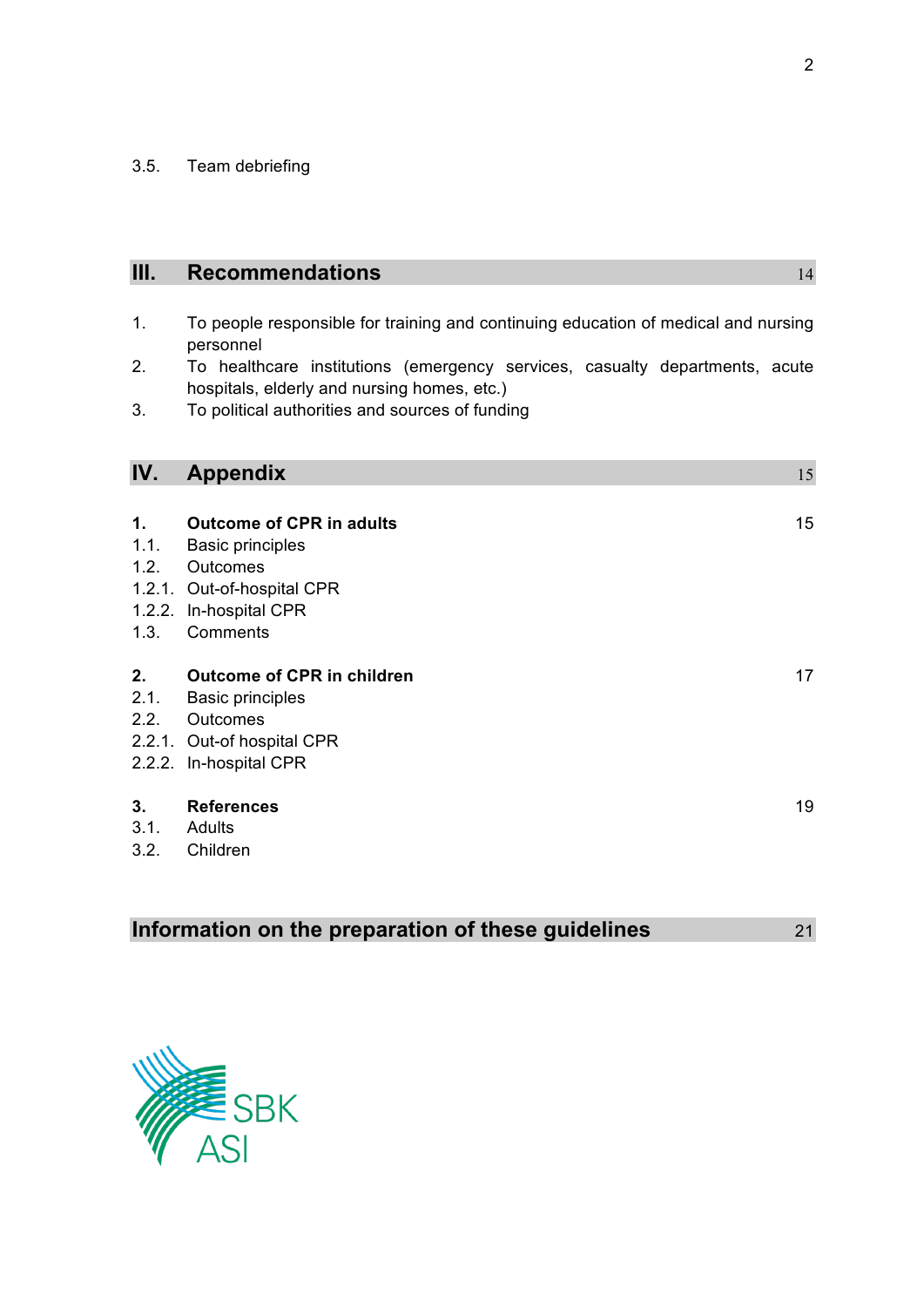3.5. Team debriefing

## III. Recommendations — 14

1. To people responsible for training and continuing education of medical and nursing personnel
2. To healthcare institutions (emergency services, casualty departments, acute hospitals, elderly and nursing homes, etc.)
3. To political authorities and sources of funding

## IV. Appendix — 15

**1. Outcome of CPR in adults** — 15

1.1. Basic principles
1.2. Outcomes
1.2.1. Out-of-hospital CPR
1.2.2. In-hospital CPR
1.3. Comments

**2. Outcome of CPR in children** — 17

2.1. Basic principles
2.2. Outcomes
2.2.1. Out-of hospital CPR
2.2.2. In-hospital CPR

**3. References** — 19

3.1. Adults
3.2. Children

## Information on the preparation of these guidelines — 21

SBK
ASI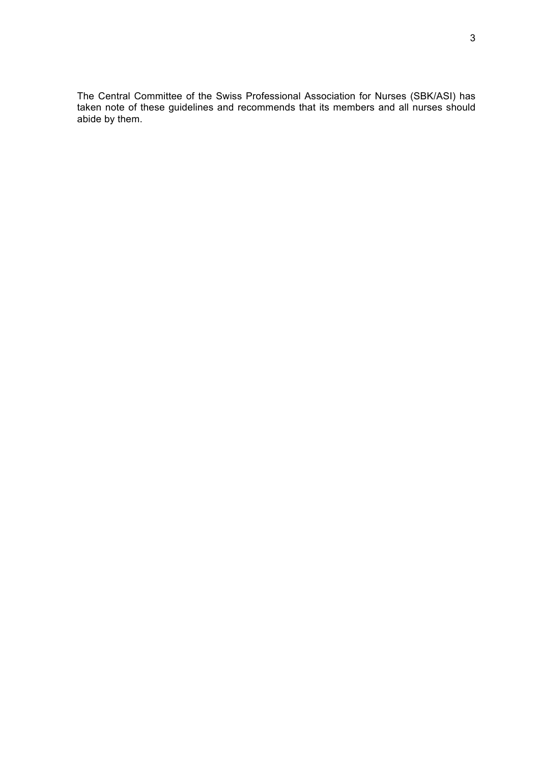The Central Committee of the Swiss Professional Association for Nurses (SBK/ASI) has taken note of these guidelines and recommends that its members and all nurses should abide by them.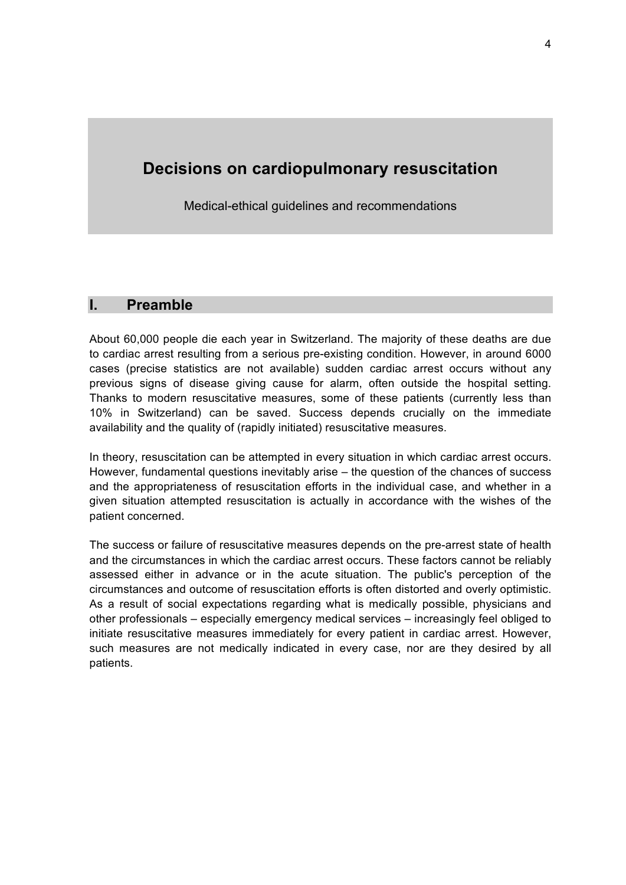# Decisions on cardiopulmonary resuscitation

Medical-ethical guidelines and recommendations

## I. Preamble

About 60,000 people die each year in Switzerland. The majority of these deaths are due to cardiac arrest resulting from a serious pre-existing condition. However, in around 6000 cases (precise statistics are not available) sudden cardiac arrest occurs without any previous signs of disease giving cause for alarm, often outside the hospital setting. Thanks to modern resuscitative measures, some of these patients (currently less than 10% in Switzerland) can be saved. Success depends crucially on the immediate availability and the quality of (rapidly initiated) resuscitative measures.

In theory, resuscitation can be attempted in every situation in which cardiac arrest occurs. However, fundamental questions inevitably arise – the question of the chances of success and the appropriateness of resuscitation efforts in the individual case, and whether in a given situation attempted resuscitation is actually in accordance with the wishes of the patient concerned.

The success or failure of resuscitative measures depends on the pre-arrest state of health and the circumstances in which the cardiac arrest occurs. These factors cannot be reliably assessed either in advance or in the acute situation. The public's perception of the circumstances and outcome of resuscitation efforts is often distorted and overly optimistic. As a result of social expectations regarding what is medically possible, physicians and other professionals – especially emergency medical services – increasingly feel obliged to initiate resuscitative measures immediately for every patient in cardiac arrest. However, such measures are not medically indicated in every case, nor are they desired by all patients.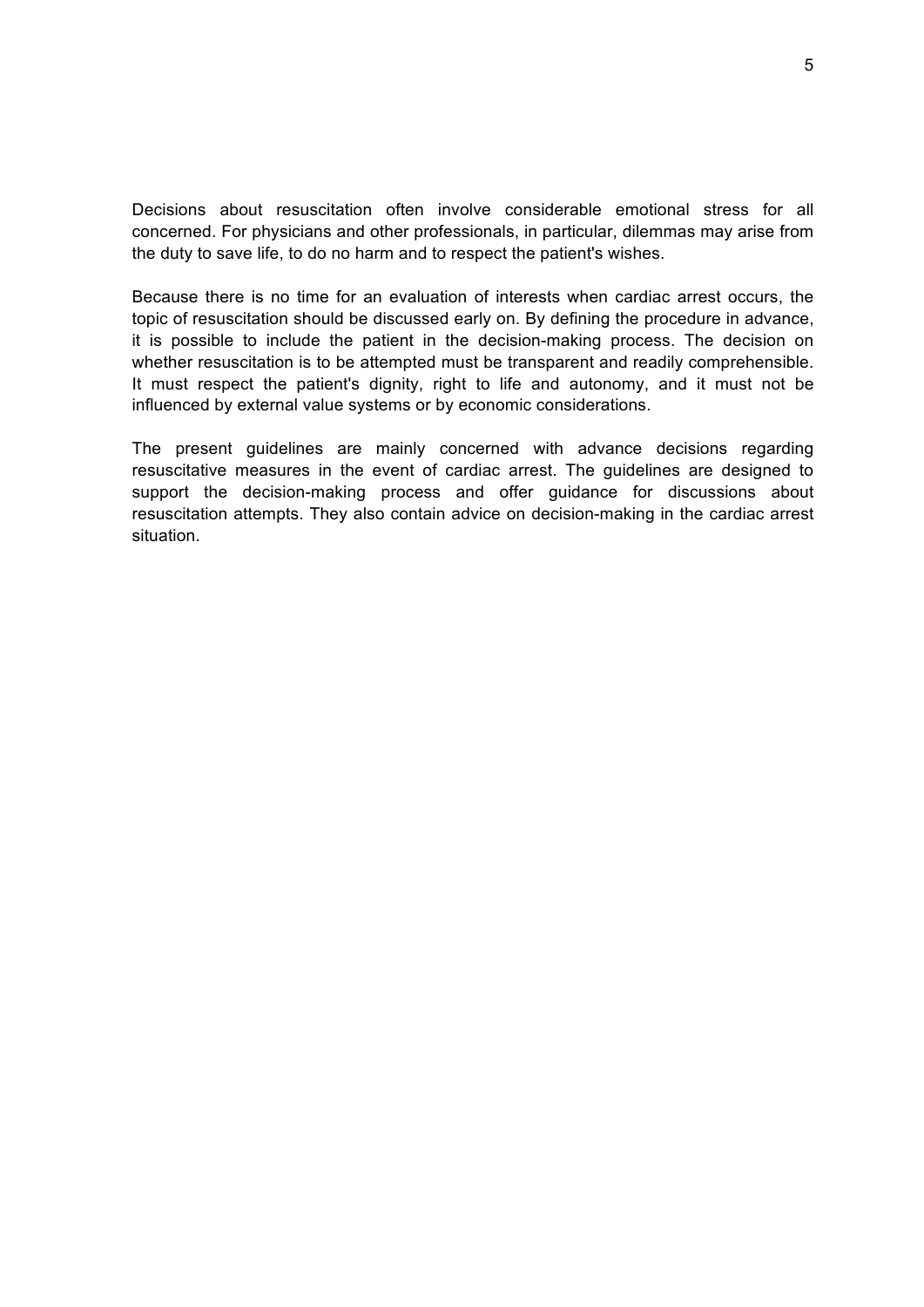Decisions about resuscitation often involve considerable emotional stress for all concerned. For physicians and other professionals, in particular, dilemmas may arise from the duty to save life, to do no harm and to respect the patient's wishes.

Because there is no time for an evaluation of interests when cardiac arrest occurs, the topic of resuscitation should be discussed early on. By defining the procedure in advance, it is possible to include the patient in the decision-making process. The decision on whether resuscitation is to be attempted must be transparent and readily comprehensible. It must respect the patient's dignity, right to life and autonomy, and it must not be influenced by external value systems or by economic considerations.

The present guidelines are mainly concerned with advance decisions regarding resuscitative measures in the event of cardiac arrest. The guidelines are designed to support the decision-making process and offer guidance for discussions about resuscitation attempts. They also contain advice on decision-making in the cardiac arrest situation.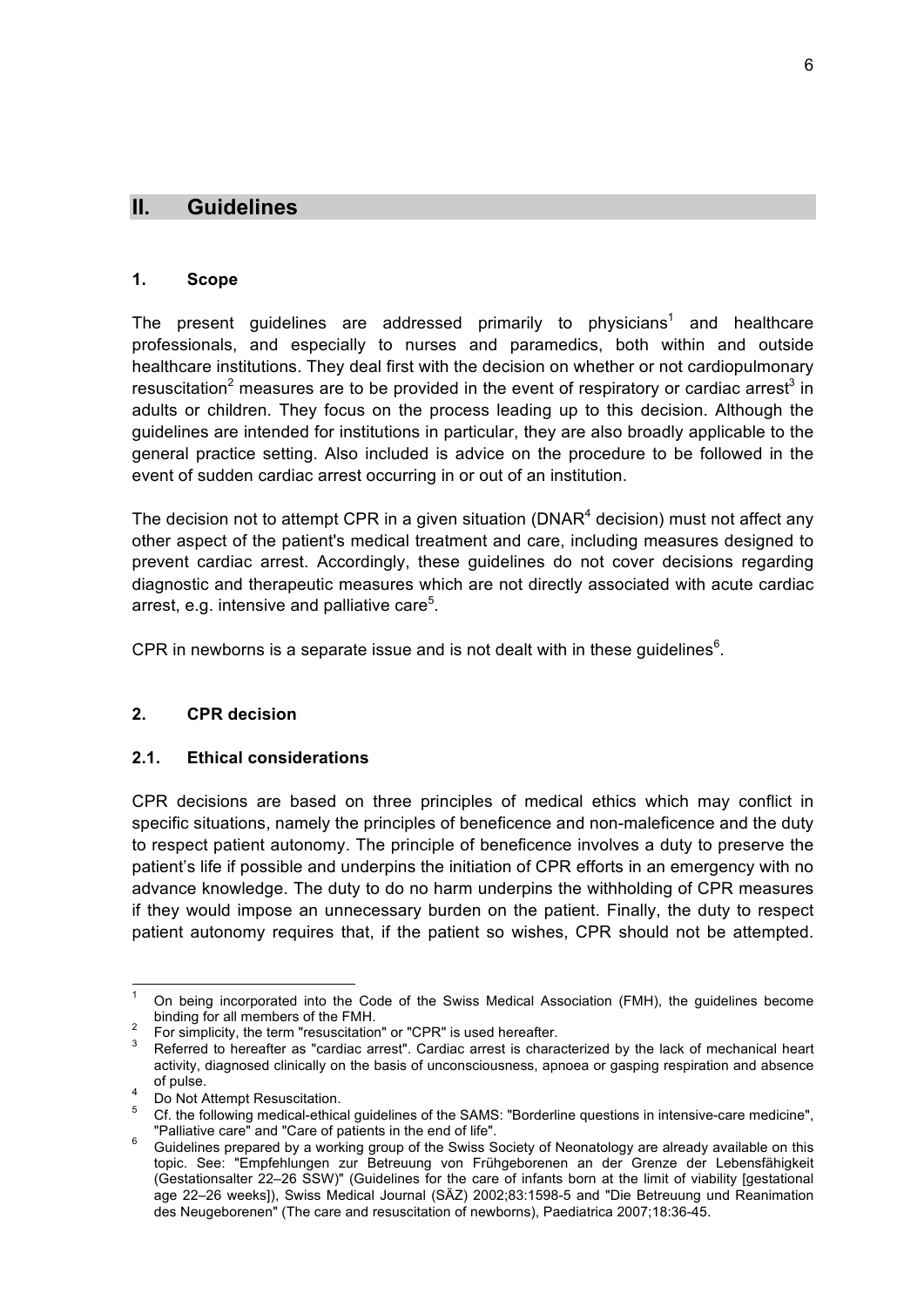## II. Guidelines

### 1. Scope

The present guidelines are addressed primarily to physicians[1] and healthcare professionals, and especially to nurses and paramedics, both within and outside healthcare institutions. They deal first with the decision on whether or not cardiopulmonary resuscitation[2] measures are to be provided in the event of respiratory or cardiac arrest[3] in adults or children. They focus on the process leading up to this decision. Although the guidelines are intended for institutions in particular, they are also broadly applicable to the general practice setting. Also included is advice on the procedure to be followed in the event of sudden cardiac arrest occurring in or out of an institution.

The decision not to attempt CPR in a given situation (DNAR[4] decision) must not affect any other aspect of the patient's medical treatment and care, including measures designed to prevent cardiac arrest. Accordingly, these guidelines do not cover decisions regarding diagnostic and therapeutic measures which are not directly associated with acute cardiac arrest, e.g. intensive and palliative care[5].

CPR in newborns is a separate issue and is not dealt with in these guidelines[6].

### 2. CPR decision

#### 2.1. Ethical considerations

CPR decisions are based on three principles of medical ethics which may conflict in specific situations, namely the principles of beneficence and non-maleficence and the duty to respect patient autonomy. The principle of beneficence involves a duty to preserve the patient's life if possible and underpins the initiation of CPR efforts in an emergency with no advance knowledge. The duty to do no harm underpins the withholding of CPR measures if they would impose an unnecessary burden on the patient. Finally, the duty to respect patient autonomy requires that, if the patient so wishes, CPR should not be attempted.

---

[1] On being incorporated into the Code of the Swiss Medical Association (FMH), the guidelines become binding for all members of the FMH.

[2] For simplicity, the term "resuscitation" or "CPR" is used hereafter.

[3] Referred to hereafter as "cardiac arrest". Cardiac arrest is characterized by the lack of mechanical heart activity, diagnosed clinically on the basis of unconsciousness, apnoea or gasping respiration and absence of pulse.

[4] Do Not Attempt Resuscitation.

[5] Cf. the following medical-ethical guidelines of the SAMS: "Borderline questions in intensive-care medicine", "Palliative care" and "Care of patients in the end of life".

[6] Guidelines prepared by a working group of the Swiss Society of Neonatology are already available on this topic. See: "Empfehlungen zur Betreuung von Frühgeborenen an der Grenze der Lebensfähigkeit (Gestationsalter 22–26 SSW)" (Guidelines for the care of infants born at the limit of viability [gestational age 22–26 weeks]), Swiss Medical Journal (SÄZ) 2002;83:1598-5 and "Die Betreuung und Reanimation des Neugeborenen" (The care and resuscitation of newborns), Paediatrica 2007;18:36-45.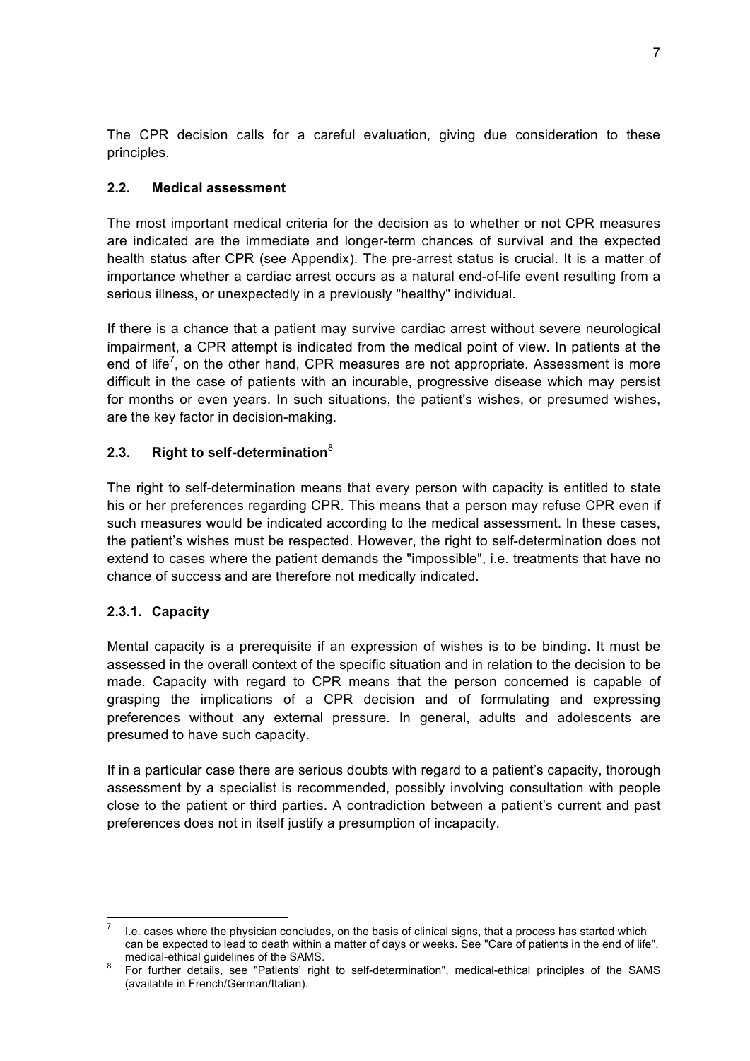The CPR decision calls for a careful evaluation, giving due consideration to these principles.

### 2.2. Medical assessment

The most important medical criteria for the decision as to whether or not CPR measures are indicated are the immediate and longer-term chances of survival and the expected health status after CPR (see Appendix). The pre-arrest status is crucial. It is a matter of importance whether a cardiac arrest occurs as a natural end-of-life event resulting from a serious illness, or unexpectedly in a previously "healthy" individual.

If there is a chance that a patient may survive cardiac arrest without severe neurological impairment, a CPR attempt is indicated from the medical point of view. In patients at the end of life[7], on the other hand, CPR measures are not appropriate. Assessment is more difficult in the case of patients with an incurable, progressive disease which may persist for months or even years. In such situations, the patient's wishes, or presumed wishes, are the key factor in decision-making.

### 2.3. Right to self-determination[8]

The right to self-determination means that every person with capacity is entitled to state his or her preferences regarding CPR. This means that a person may refuse CPR even if such measures would be indicated according to the medical assessment. In these cases, the patient's wishes must be respected. However, the right to self-determination does not extend to cases where the patient demands the "impossible", i.e. treatments that have no chance of success and are therefore not medically indicated.

#### 2.3.1. Capacity

Mental capacity is a prerequisite if an expression of wishes is to be binding. It must be assessed in the overall context of the specific situation and in relation to the decision to be made. Capacity with regard to CPR means that the person concerned is capable of grasping the implications of a CPR decision and of formulating and expressing preferences without any external pressure. In general, adults and adolescents are presumed to have such capacity.

If in a particular case there are serious doubts with regard to a patient's capacity, thorough assessment by a specialist is recommended, possibly involving consultation with people close to the patient or third parties. A contradiction between a patient's current and past preferences does not in itself justify a presumption of incapacity.

---

[7] I.e. cases where the physician concludes, on the basis of clinical signs, that a process has started which can be expected to lead to death within a matter of days or weeks. See "Care of patients in the end of life", medical-ethical guidelines of the SAMS.

[8] For further details, see "Patients' right to self-determination", medical-ethical principles of the SAMS (available in French/German/Italian).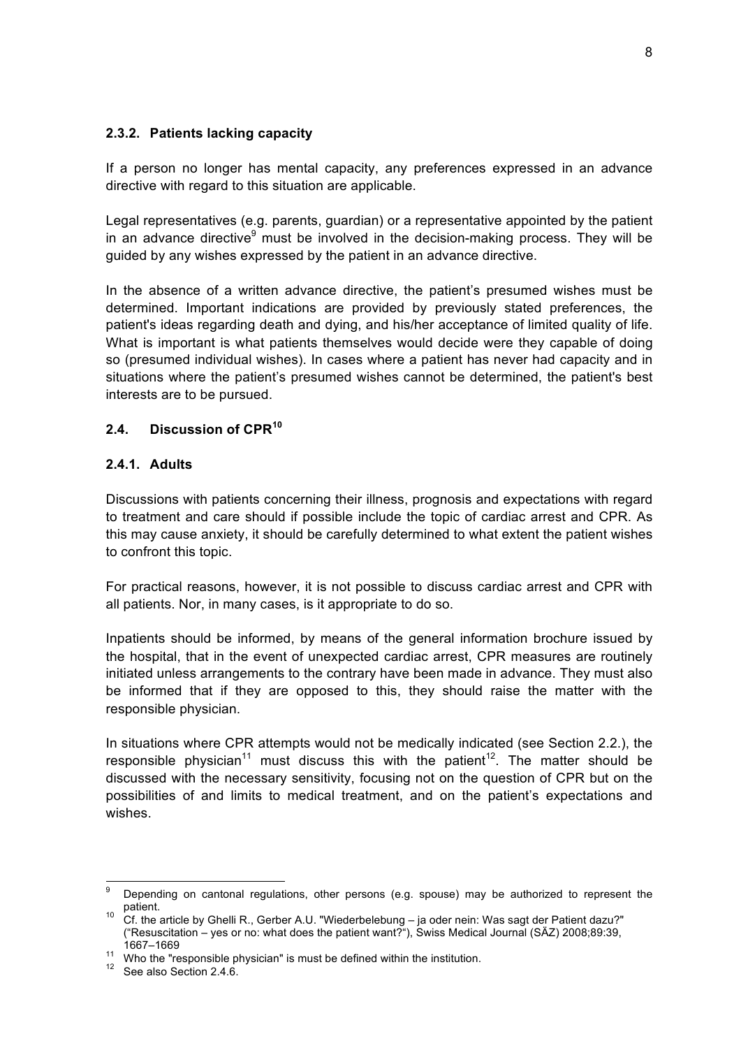#### 2.3.2. Patients lacking capacity

If a person no longer has mental capacity, any preferences expressed in an advance directive with regard to this situation are applicable.

Legal representatives (e.g. parents, guardian) or a representative appointed by the patient in an advance directive[9] must be involved in the decision-making process. They will be guided by any wishes expressed by the patient in an advance directive.

In the absence of a written advance directive, the patient's presumed wishes must be determined. Important indications are provided by previously stated preferences, the patient's ideas regarding death and dying, and his/her acceptance of limited quality of life. What is important is what patients themselves would decide were they capable of doing so (presumed individual wishes). In cases where a patient has never had capacity and in situations where the patient's presumed wishes cannot be determined, the patient's best interests are to be pursued.

### 2.4. Discussion of CPR[10]

#### 2.4.1. Adults

Discussions with patients concerning their illness, prognosis and expectations with regard to treatment and care should if possible include the topic of cardiac arrest and CPR. As this may cause anxiety, it should be carefully determined to what extent the patient wishes to confront this topic.

For practical reasons, however, it is not possible to discuss cardiac arrest and CPR with all patients. Nor, in many cases, is it appropriate to do so.

Inpatients should be informed, by means of the general information brochure issued by the hospital, that in the event of unexpected cardiac arrest, CPR measures are routinely initiated unless arrangements to the contrary have been made in advance. They must also be informed that if they are opposed to this, they should raise the matter with the responsible physician.

In situations where CPR attempts would not be medically indicated (see Section 2.2.), the responsible physician[11] must discuss this with the patient[12]. The matter should be discussed with the necessary sensitivity, focusing not on the question of CPR but on the possibilities of and limits to medical treatment, and on the patient's expectations and wishes.

---

[9] Depending on cantonal regulations, other persons (e.g. spouse) may be authorized to represent the patient.

[10] Cf. the article by Ghelli R., Gerber A.U. "Wiederbelebung – ja oder nein: Was sagt der Patient dazu?" ("Resuscitation – yes or no: what does the patient want?"), Swiss Medical Journal (SÄZ) 2008;89:39, 1667–1669

[11] Who the "responsible physician" is must be defined within the institution.

[12] See also Section 2.4.6.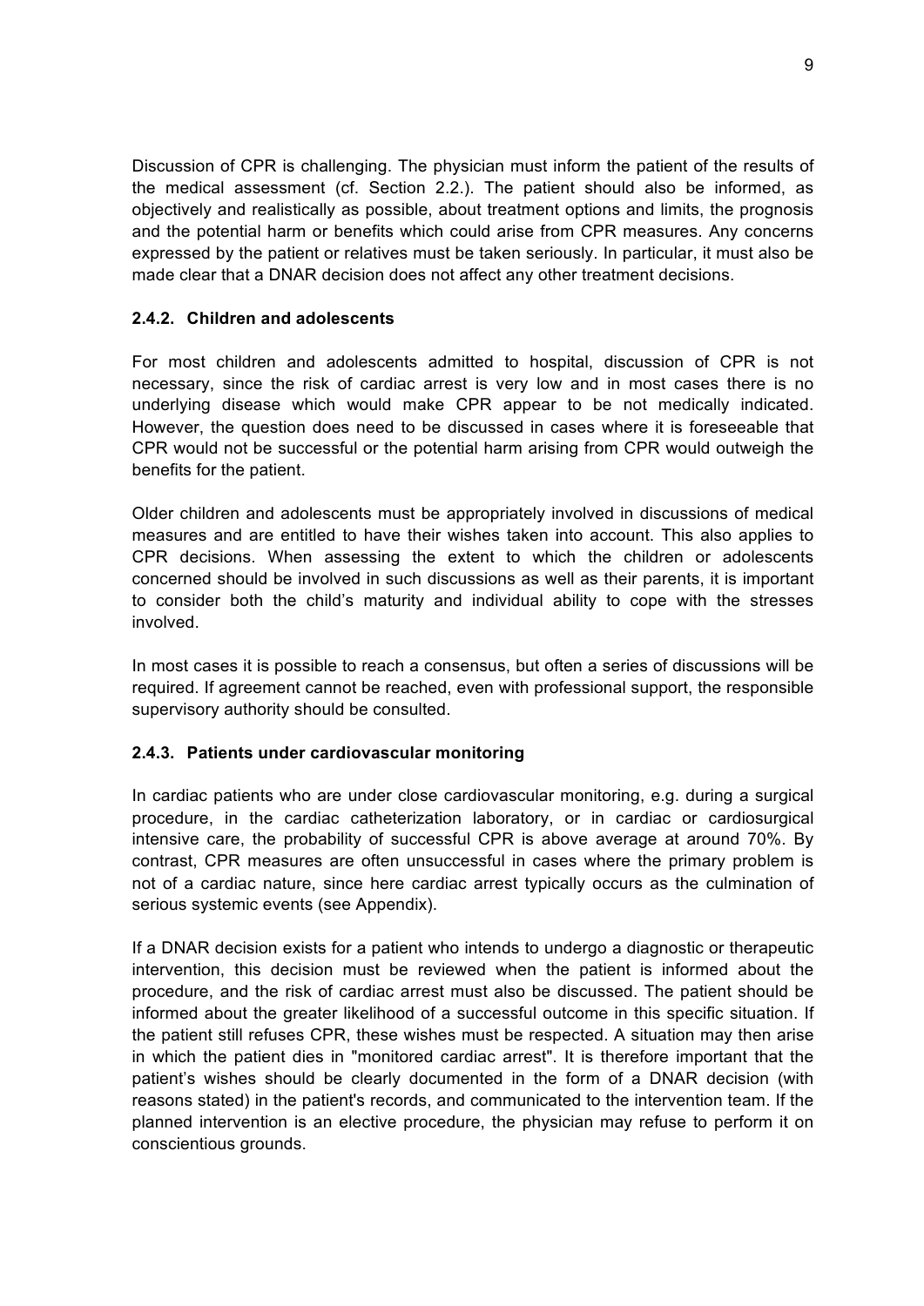Discussion of CPR is challenging. The physician must inform the patient of the results of the medical assessment (cf. Section 2.2.). The patient should also be informed, as objectively and realistically as possible, about treatment options and limits, the prognosis and the potential harm or benefits which could arise from CPR measures. Any concerns expressed by the patient or relatives must be taken seriously. In particular, it must also be made clear that a DNAR decision does not affect any other treatment decisions.

### 2.4.2. Children and adolescents

For most children and adolescents admitted to hospital, discussion of CPR is not necessary, since the risk of cardiac arrest is very low and in most cases there is no underlying disease which would make CPR appear to be not medically indicated. However, the question does need to be discussed in cases where it is foreseeable that CPR would not be successful or the potential harm arising from CPR would outweigh the benefits for the patient.

Older children and adolescents must be appropriately involved in discussions of medical measures and are entitled to have their wishes taken into account. This also applies to CPR decisions. When assessing the extent to which the children or adolescents concerned should be involved in such discussions as well as their parents, it is important to consider both the child's maturity and individual ability to cope with the stresses involved.

In most cases it is possible to reach a consensus, but often a series of discussions will be required. If agreement cannot be reached, even with professional support, the responsible supervisory authority should be consulted.

### 2.4.3. Patients under cardiovascular monitoring

In cardiac patients who are under close cardiovascular monitoring, e.g. during a surgical procedure, in the cardiac catheterization laboratory, or in cardiac or cardiosurgical intensive care, the probability of successful CPR is above average at around 70%. By contrast, CPR measures are often unsuccessful in cases where the primary problem is not of a cardiac nature, since here cardiac arrest typically occurs as the culmination of serious systemic events (see Appendix).

If a DNAR decision exists for a patient who intends to undergo a diagnostic or therapeutic intervention, this decision must be reviewed when the patient is informed about the procedure, and the risk of cardiac arrest must also be discussed. The patient should be informed about the greater likelihood of a successful outcome in this specific situation. If the patient still refuses CPR, these wishes must be respected. A situation may then arise in which the patient dies in "monitored cardiac arrest". It is therefore important that the patient's wishes should be clearly documented in the form of a DNAR decision (with reasons stated) in the patient's records, and communicated to the intervention team. If the planned intervention is an elective procedure, the physician may refuse to perform it on conscientious grounds.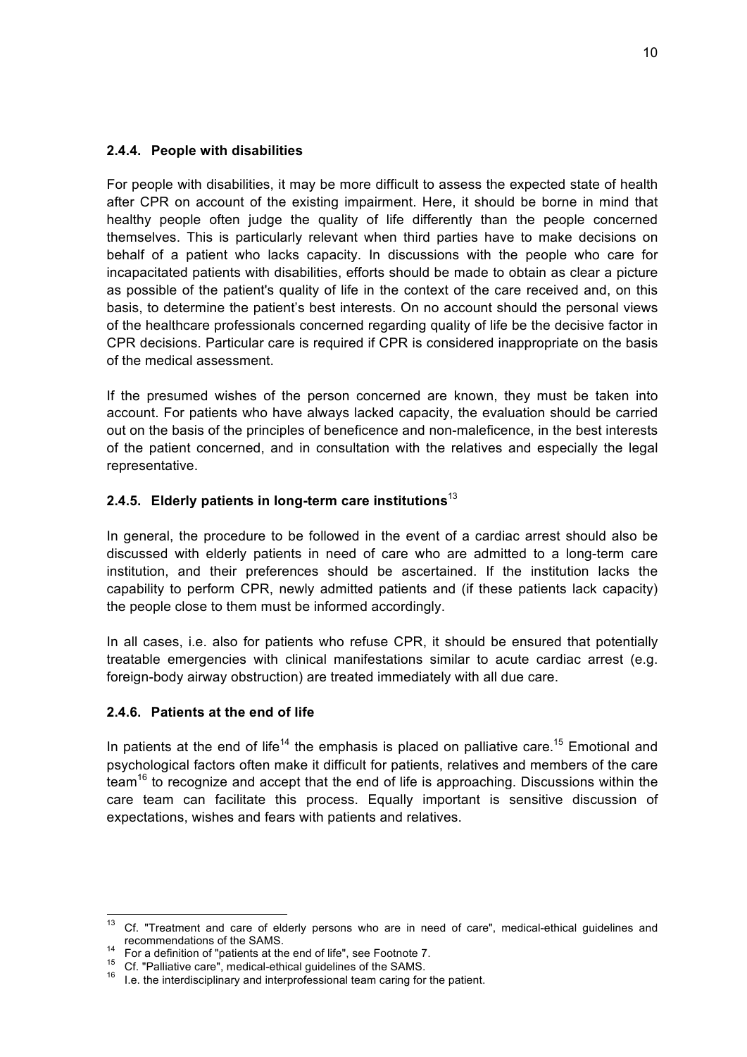### 2.4.4. People with disabilities

For people with disabilities, it may be more difficult to assess the expected state of health after CPR on account of the existing impairment. Here, it should be borne in mind that healthy people often judge the quality of life differently than the people concerned themselves. This is particularly relevant when third parties have to make decisions on behalf of a patient who lacks capacity. In discussions with the people who care for incapacitated patients with disabilities, efforts should be made to obtain as clear a picture as possible of the patient's quality of life in the context of the care received and, on this basis, to determine the patient's best interests. On no account should the personal views of the healthcare professionals concerned regarding quality of life be the decisive factor in CPR decisions. Particular care is required if CPR is considered inappropriate on the basis of the medical assessment.

If the presumed wishes of the person concerned are known, they must be taken into account. For patients who have always lacked capacity, the evaluation should be carried out on the basis of the principles of beneficence and non-maleficence, in the best interests of the patient concerned, and in consultation with the relatives and especially the legal representative.

### 2.4.5. Elderly patients in long-term care institutions[13]

In general, the procedure to be followed in the event of a cardiac arrest should also be discussed with elderly patients in need of care who are admitted to a long-term care institution, and their preferences should be ascertained. If the institution lacks the capability to perform CPR, newly admitted patients and (if these patients lack capacity) the people close to them must be informed accordingly.

In all cases, i.e. also for patients who refuse CPR, it should be ensured that potentially treatable emergencies with clinical manifestations similar to acute cardiac arrest (e.g. foreign-body airway obstruction) are treated immediately with all due care.

### 2.4.6. Patients at the end of life

In patients at the end of life[14] the emphasis is placed on palliative care.[15] Emotional and psychological factors often make it difficult for patients, relatives and members of the care team[16] to recognize and accept that the end of life is approaching. Discussions within the care team can facilitate this process. Equally important is sensitive discussion of expectations, wishes and fears with patients and relatives.

---

[13] Cf. "Treatment and care of elderly persons who are in need of care", medical-ethical guidelines and recommendations of the SAMS.

[14] For a definition of "patients at the end of life", see Footnote 7.

[15] Cf. "Palliative care", medical-ethical guidelines of the SAMS.

[16] I.e. the interdisciplinary and interprofessional team caring for the patient.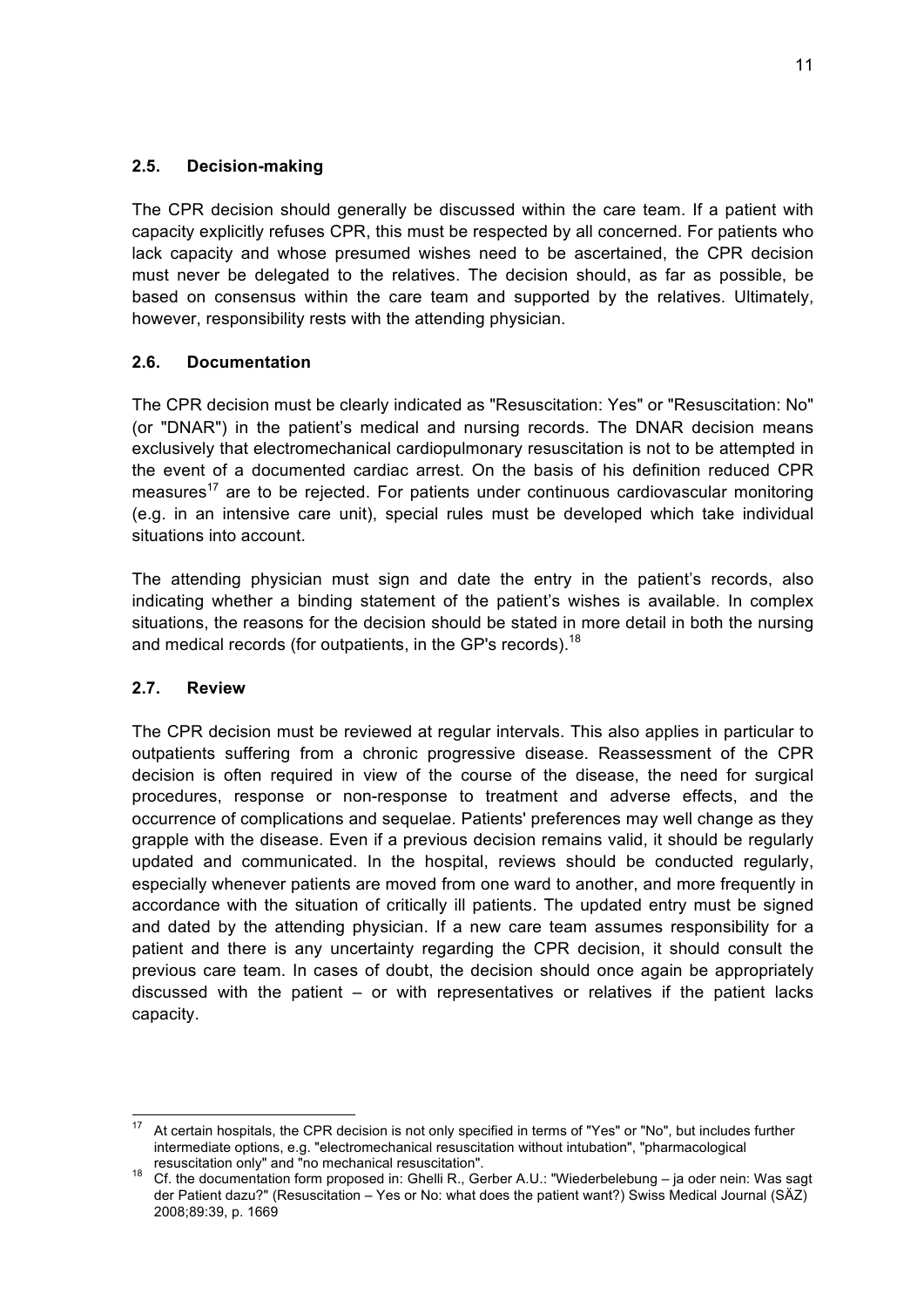### 2.5. Decision-making

The CPR decision should generally be discussed within the care team. If a patient with capacity explicitly refuses CPR, this must be respected by all concerned. For patients who lack capacity and whose presumed wishes need to be ascertained, the CPR decision must never be delegated to the relatives. The decision should, as far as possible, be based on consensus within the care team and supported by the relatives. Ultimately, however, responsibility rests with the attending physician.

### 2.6. Documentation

The CPR decision must be clearly indicated as "Resuscitation: Yes" or "Resuscitation: No" (or "DNAR") in the patient's medical and nursing records. The DNAR decision means exclusively that electromechanical cardiopulmonary resuscitation is not to be attempted in the event of a documented cardiac arrest. On the basis of his definition reduced CPR measures[17] are to be rejected. For patients under continuous cardiovascular monitoring (e.g. in an intensive care unit), special rules must be developed which take individual situations into account.

The attending physician must sign and date the entry in the patient's records, also indicating whether a binding statement of the patient's wishes is available. In complex situations, the reasons for the decision should be stated in more detail in both the nursing and medical records (for outpatients, in the GP's records).[18]

### 2.7. Review

The CPR decision must be reviewed at regular intervals. This also applies in particular to outpatients suffering from a chronic progressive disease. Reassessment of the CPR decision is often required in view of the course of the disease, the need for surgical procedures, response or non-response to treatment and adverse effects, and the occurrence of complications and sequelae. Patients' preferences may well change as they grapple with the disease. Even if a previous decision remains valid, it should be regularly updated and communicated. In the hospital, reviews should be conducted regularly, especially whenever patients are moved from one ward to another, and more frequently in accordance with the situation of critically ill patients. The updated entry must be signed and dated by the attending physician. If a new care team assumes responsibility for a patient and there is any uncertainty regarding the CPR decision, it should consult the previous care team. In cases of doubt, the decision should once again be appropriately discussed with the patient – or with representatives or relatives if the patient lacks capacity.

---

[17] At certain hospitals, the CPR decision is not only specified in terms of "Yes" or "No", but includes further intermediate options, e.g. "electromechanical resuscitation without intubation", "pharmacological resuscitation only" and "no mechanical resuscitation".

[18] Cf. the documentation form proposed in: Ghelli R., Gerber A.U.: "Wiederbelebung – ja oder nein: Was sagt der Patient dazu?" (Resuscitation – Yes or No: what does the patient want?) Swiss Medical Journal (SÄZ) 2008;89:39, p. 1669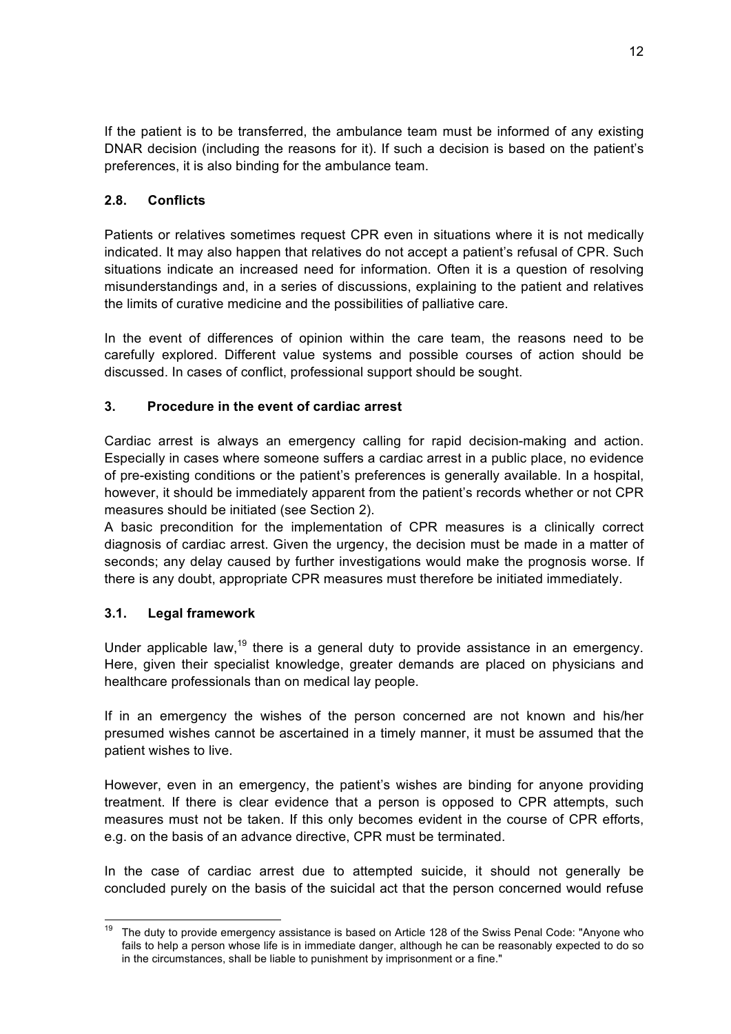If the patient is to be transferred, the ambulance team must be informed of any existing DNAR decision (including the reasons for it). If such a decision is based on the patient's preferences, it is also binding for the ambulance team.

### 2.8. Conflicts

Patients or relatives sometimes request CPR even in situations where it is not medically indicated. It may also happen that relatives do not accept a patient's refusal of CPR. Such situations indicate an increased need for information. Often it is a question of resolving misunderstandings and, in a series of discussions, explaining to the patient and relatives the limits of curative medicine and the possibilities of palliative care.

In the event of differences of opinion within the care team, the reasons need to be carefully explored. Different value systems and possible courses of action should be discussed. In cases of conflict, professional support should be sought.

## 3. Procedure in the event of cardiac arrest

Cardiac arrest is always an emergency calling for rapid decision-making and action. Especially in cases where someone suffers a cardiac arrest in a public place, no evidence of pre-existing conditions or the patient's preferences is generally available. In a hospital, however, it should be immediately apparent from the patient's records whether or not CPR measures should be initiated (see Section 2).

A basic precondition for the implementation of CPR measures is a clinically correct diagnosis of cardiac arrest. Given the urgency, the decision must be made in a matter of seconds; any delay caused by further investigations would make the prognosis worse. If there is any doubt, appropriate CPR measures must therefore be initiated immediately.

### 3.1. Legal framework

Under applicable law,[19] there is a general duty to provide assistance in an emergency. Here, given their specialist knowledge, greater demands are placed on physicians and healthcare professionals than on medical lay people.

If in an emergency the wishes of the person concerned are not known and his/her presumed wishes cannot be ascertained in a timely manner, it must be assumed that the patient wishes to live.

However, even in an emergency, the patient's wishes are binding for anyone providing treatment. If there is clear evidence that a person is opposed to CPR attempts, such measures must not be taken. If this only becomes evident in the course of CPR efforts, e.g. on the basis of an advance directive, CPR must be terminated.

In the case of cardiac arrest due to attempted suicide, it should not generally be concluded purely on the basis of the suicidal act that the person concerned would refuse

[19] The duty to provide emergency assistance is based on Article 128 of the Swiss Penal Code: "Anyone who fails to help a person whose life is in immediate danger, although he can be reasonably expected to do so in the circumstances, shall be liable to punishment by imprisonment or a fine."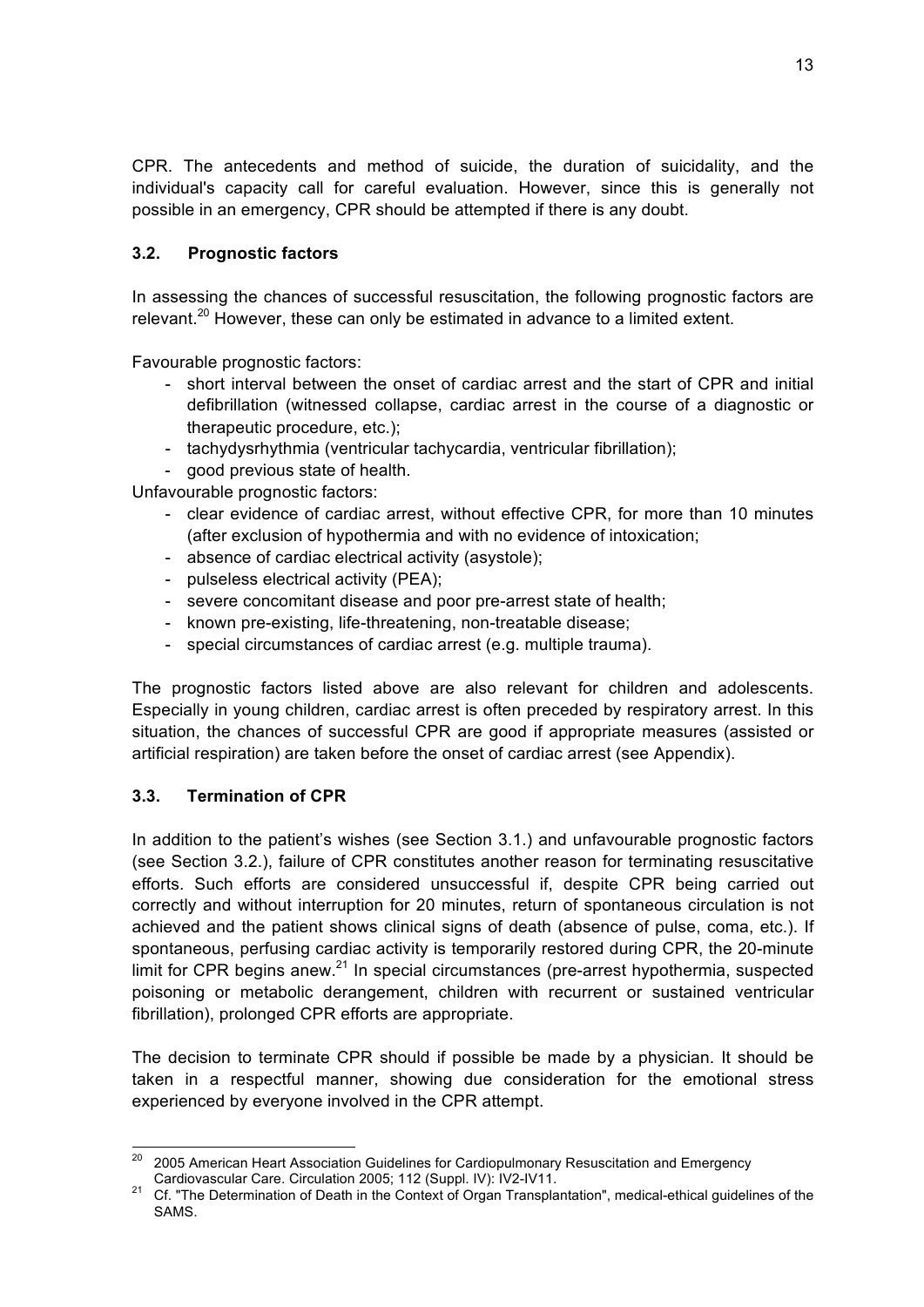CPR. The antecedents and method of suicide, the duration of suicidality, and the individual's capacity call for careful evaluation. However, since this is generally not possible in an emergency, CPR should be attempted if there is any doubt.

### 3.2. Prognostic factors

In assessing the chances of successful resuscitation, the following prognostic factors are relevant.[20] However, these can only be estimated in advance to a limited extent.

Favourable prognostic factors:

- short interval between the onset of cardiac arrest and the start of CPR and initial defibrillation (witnessed collapse, cardiac arrest in the course of a diagnostic or therapeutic procedure, etc.);
- tachydysrhythmia (ventricular tachycardia, ventricular fibrillation);
- good previous state of health.

Unfavourable prognostic factors:

- clear evidence of cardiac arrest, without effective CPR, for more than 10 minutes (after exclusion of hypothermia and with no evidence of intoxication;
- absence of cardiac electrical activity (asystole);
- pulseless electrical activity (PEA);
- severe concomitant disease and poor pre-arrest state of health;
- known pre-existing, life-threatening, non-treatable disease;
- special circumstances of cardiac arrest (e.g. multiple trauma).

The prognostic factors listed above are also relevant for children and adolescents. Especially in young children, cardiac arrest is often preceded by respiratory arrest. In this situation, the chances of successful CPR are good if appropriate measures (assisted or artificial respiration) are taken before the onset of cardiac arrest (see Appendix).

### 3.3. Termination of CPR

In addition to the patient's wishes (see Section 3.1.) and unfavourable prognostic factors (see Section 3.2.), failure of CPR constitutes another reason for terminating resuscitative efforts. Such efforts are considered unsuccessful if, despite CPR being carried out correctly and without interruption for 20 minutes, return of spontaneous circulation is not achieved and the patient shows clinical signs of death (absence of pulse, coma, etc.). If spontaneous, perfusing cardiac activity is temporarily restored during CPR, the 20-minute limit for CPR begins anew.[21] In special circumstances (pre-arrest hypothermia, suspected poisoning or metabolic derangement, children with recurrent or sustained ventricular fibrillation), prolonged CPR efforts are appropriate.

The decision to terminate CPR should if possible be made by a physician. It should be taken in a respectful manner, showing due consideration for the emotional stress experienced by everyone involved in the CPR attempt.

---

[20] 2005 American Heart Association Guidelines for Cardiopulmonary Resuscitation and Emergency Cardiovascular Care. Circulation 2005; 112 (Suppl. IV): IV2-IV11.

[21] Cf. "The Determination of Death in the Context of Organ Transplantation", medical-ethical guidelines of the SAMS.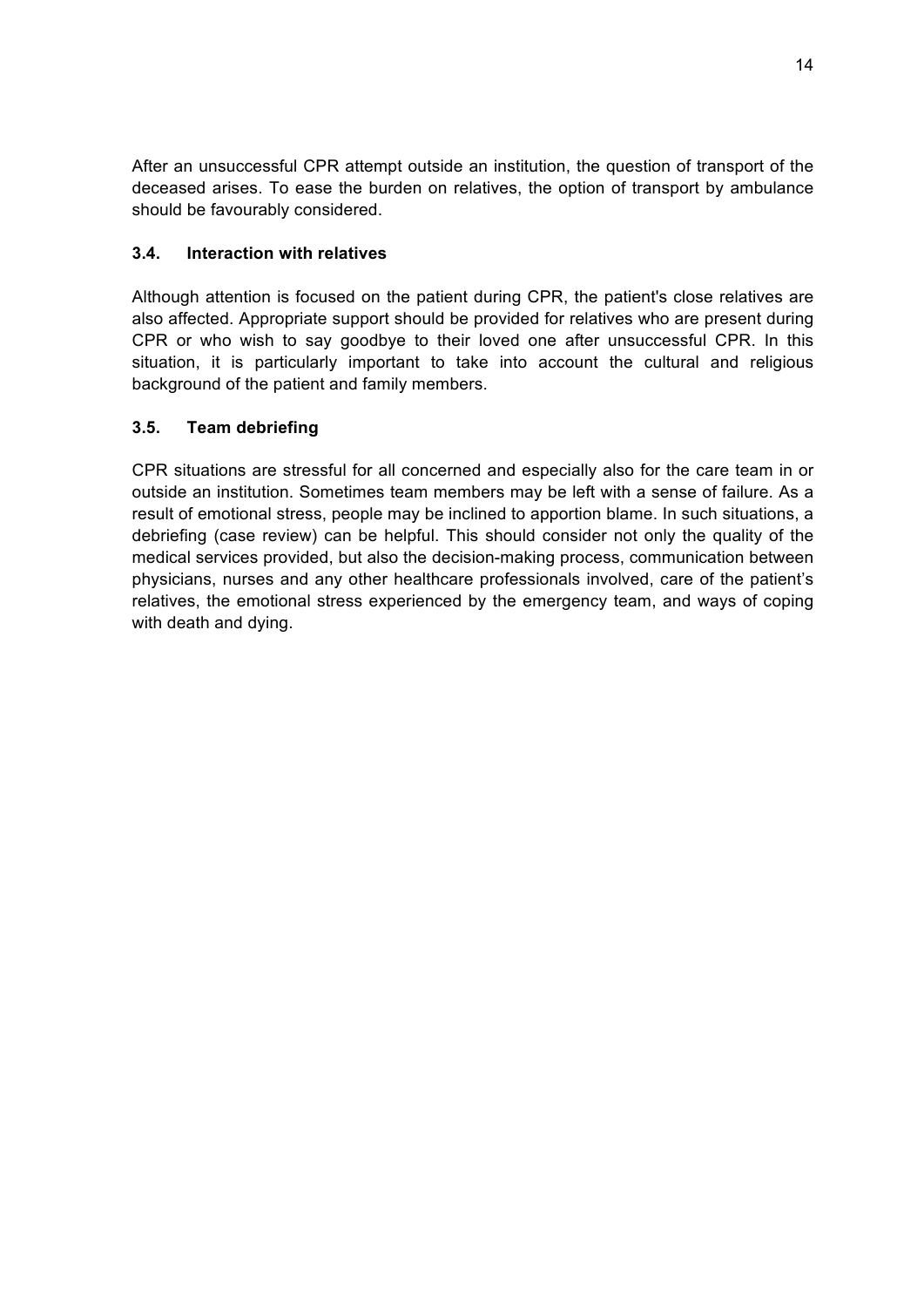After an unsuccessful CPR attempt outside an institution, the question of transport of the deceased arises. To ease the burden on relatives, the option of transport by ambulance should be favourably considered.

### 3.4. Interaction with relatives

Although attention is focused on the patient during CPR, the patient's close relatives are also affected. Appropriate support should be provided for relatives who are present during CPR or who wish to say goodbye to their loved one after unsuccessful CPR. In this situation, it is particularly important to take into account the cultural and religious background of the patient and family members.

### 3.5. Team debriefing

CPR situations are stressful for all concerned and especially also for the care team in or outside an institution. Sometimes team members may be left with a sense of failure. As a result of emotional stress, people may be inclined to apportion blame. In such situations, a debriefing (case review) can be helpful. This should consider not only the quality of the medical services provided, but also the decision-making process, communication between physicians, nurses and any other healthcare professionals involved, care of the patient's relatives, the emotional stress experienced by the emergency team, and ways of coping with death and dying.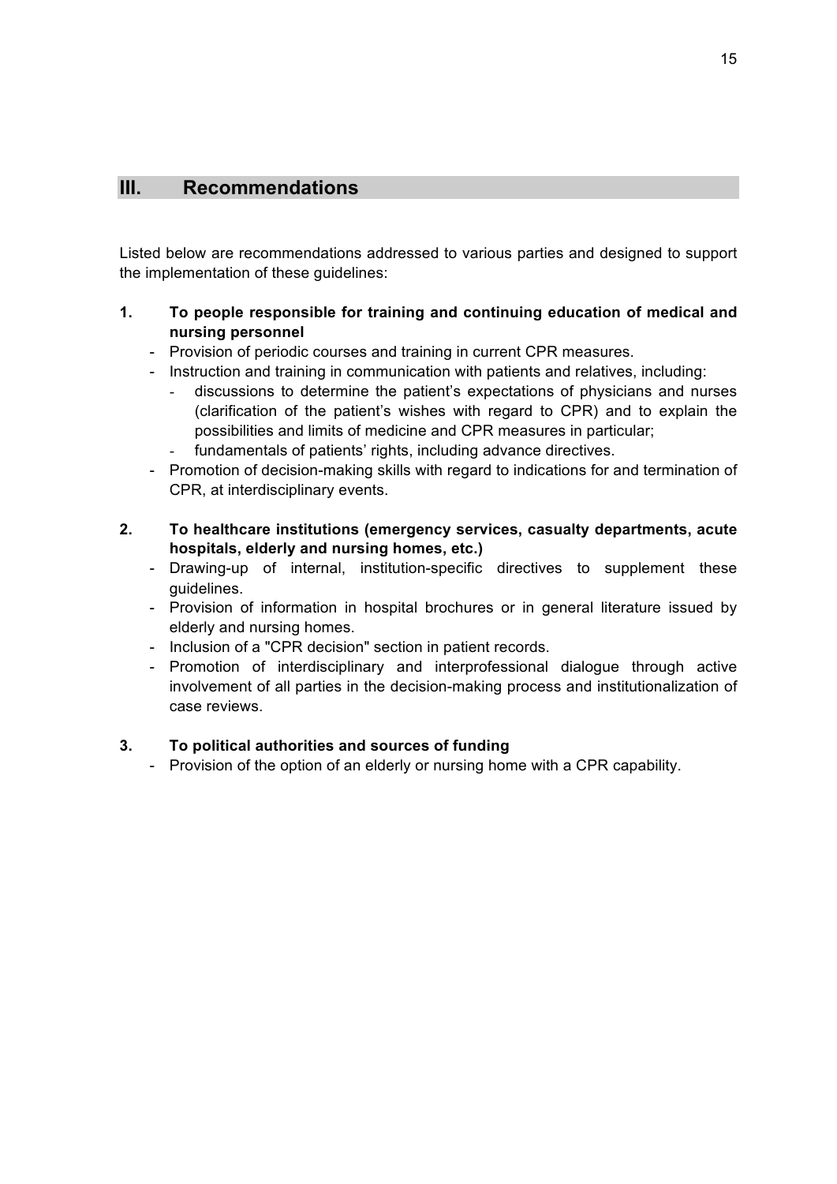## III. Recommendations

Listed below are recommendations addressed to various parties and designed to support the implementation of these guidelines:

**1. To people responsible for training and continuing education of medical and nursing personnel**

- Provision of periodic courses and training in current CPR measures.
- Instruction and training in communication with patients and relatives, including:
  - discussions to determine the patient's expectations of physicians and nurses (clarification of the patient's wishes with regard to CPR) and to explain the possibilities and limits of medicine and CPR measures in particular;
  - fundamentals of patients' rights, including advance directives.
- Promotion of decision-making skills with regard to indications for and termination of CPR, at interdisciplinary events.

**2. To healthcare institutions (emergency services, casualty departments, acute hospitals, elderly and nursing homes, etc.)**

- Drawing-up of internal, institution-specific directives to supplement these guidelines.
- Provision of information in hospital brochures or in general literature issued by elderly and nursing homes.
- Inclusion of a "CPR decision" section in patient records.
- Promotion of interdisciplinary and interprofessional dialogue through active involvement of all parties in the decision-making process and institutionalization of case reviews.

**3. To political authorities and sources of funding**

- Provision of the option of an elderly or nursing home with a CPR capability.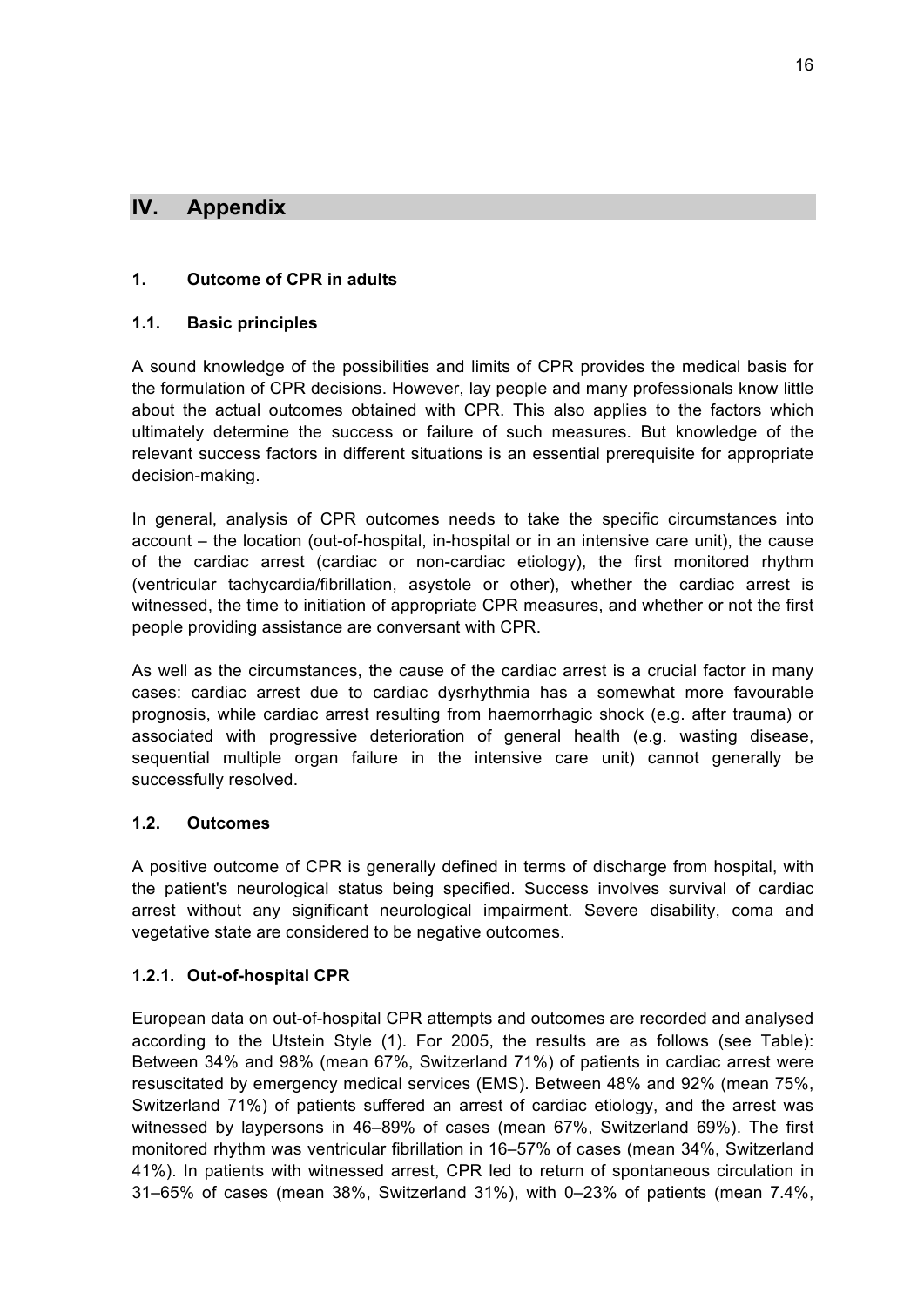# IV. Appendix

## 1. Outcome of CPR in adults

### 1.1. Basic principles

A sound knowledge of the possibilities and limits of CPR provides the medical basis for the formulation of CPR decisions. However, lay people and many professionals know little about the actual outcomes obtained with CPR. This also applies to the factors which ultimately determine the success or failure of such measures. But knowledge of the relevant success factors in different situations is an essential prerequisite for appropriate decision-making.

In general, analysis of CPR outcomes needs to take the specific circumstances into account – the location (out-of-hospital, in-hospital or in an intensive care unit), the cause of the cardiac arrest (cardiac or non-cardiac etiology), the first monitored rhythm (ventricular tachycardia/fibrillation, asystole or other), whether the cardiac arrest is witnessed, the time to initiation of appropriate CPR measures, and whether or not the first people providing assistance are conversant with CPR.

As well as the circumstances, the cause of the cardiac arrest is a crucial factor in many cases: cardiac arrest due to cardiac dysrhythmia has a somewhat more favourable prognosis, while cardiac arrest resulting from haemorrhagic shock (e.g. after trauma) or associated with progressive deterioration of general health (e.g. wasting disease, sequential multiple organ failure in the intensive care unit) cannot generally be successfully resolved.

### 1.2. Outcomes

A positive outcome of CPR is generally defined in terms of discharge from hospital, with the patient's neurological status being specified. Success involves survival of cardiac arrest without any significant neurological impairment. Severe disability, coma and vegetative state are considered to be negative outcomes.

#### 1.2.1. Out-of-hospital CPR

European data on out-of-hospital CPR attempts and outcomes are recorded and analysed according to the Utstein Style (1). For 2005, the results are as follows (see Table): Between 34% and 98% (mean 67%, Switzerland 71%) of patients in cardiac arrest were resuscitated by emergency medical services (EMS). Between 48% and 92% (mean 75%, Switzerland 71%) of patients suffered an arrest of cardiac etiology, and the arrest was witnessed by laypersons in 46–89% of cases (mean 67%, Switzerland 69%). The first monitored rhythm was ventricular fibrillation in 16–57% of cases (mean 34%, Switzerland 41%). In patients with witnessed arrest, CPR led to return of spontaneous circulation in 31–65% of cases (mean 38%, Switzerland 31%), with 0–23% of patients (mean 7.4%,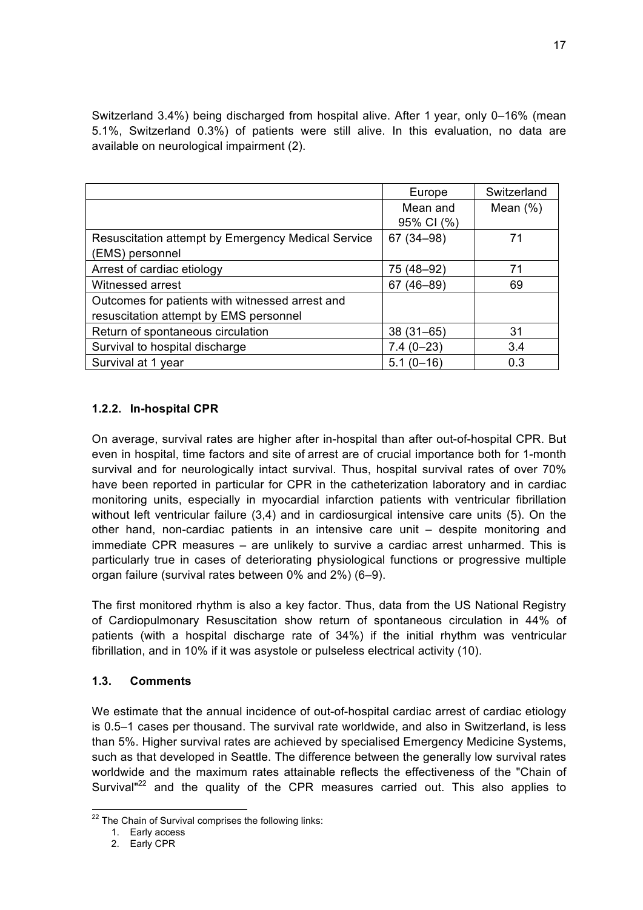Switzerland 3.4%) being discharged from hospital alive. After 1 year, only 0–16% (mean 5.1%, Switzerland 0.3%) of patients were still alive. In this evaluation, no data are available on neurological impairment (2).

| | Europe | Switzerland |
|---|---|---|
| | Mean and 95% CI (%) | Mean (%) |
| Resuscitation attempt by Emergency Medical Service (EMS) personnel | 67 (34–98) | 71 |
| Arrest of cardiac etiology | 75 (48–92) | 71 |
| Witnessed arrest | 67 (46–89) | 69 |
| Outcomes for patients with witnessed arrest and resuscitation attempt by EMS personnel | | |
| Return of spontaneous circulation | 38 (31–65) | 31 |
| Survival to hospital discharge | 7.4 (0–23) | 3.4 |
| Survival at 1 year | 5.1 (0–16) | 0.3 |

### 1.2.2. In-hospital CPR

On average, survival rates are higher after in-hospital than after out-of-hospital CPR. But even in hospital, time factors and site of arrest are of crucial importance both for 1-month survival and for neurologically intact survival. Thus, hospital survival rates of over 70% have been reported in particular for CPR in the catheterization laboratory and in cardiac monitoring units, especially in myocardial infarction patients with ventricular fibrillation without left ventricular failure (3,4) and in cardiosurgical intensive care units (5). On the other hand, non-cardiac patients in an intensive care unit – despite monitoring and immediate CPR measures – are unlikely to survive a cardiac arrest unharmed. This is particularly true in cases of deteriorating physiological functions or progressive multiple organ failure (survival rates between 0% and 2%) (6–9).

The first monitored rhythm is also a key factor. Thus, data from the US National Registry of Cardiopulmonary Resuscitation show return of spontaneous circulation in 44% of patients (with a hospital discharge rate of 34%) if the initial rhythm was ventricular fibrillation, and in 10% if it was asystole or pulseless electrical activity (10).

### 1.3. Comments

We estimate that the annual incidence of out-of-hospital cardiac arrest of cardiac etiology is 0.5–1 cases per thousand. The survival rate worldwide, and also in Switzerland, is less than 5%. Higher survival rates are achieved by specialised Emergency Medicine Systems, such as that developed in Seattle. The difference between the generally low survival rates worldwide and the maximum rates attainable reflects the effectiveness of the "Chain of Survival"[22] and the quality of the CPR measures carried out. This also applies to

[22] The Chain of Survival comprises the following links:

1. Early access
2. Early CPR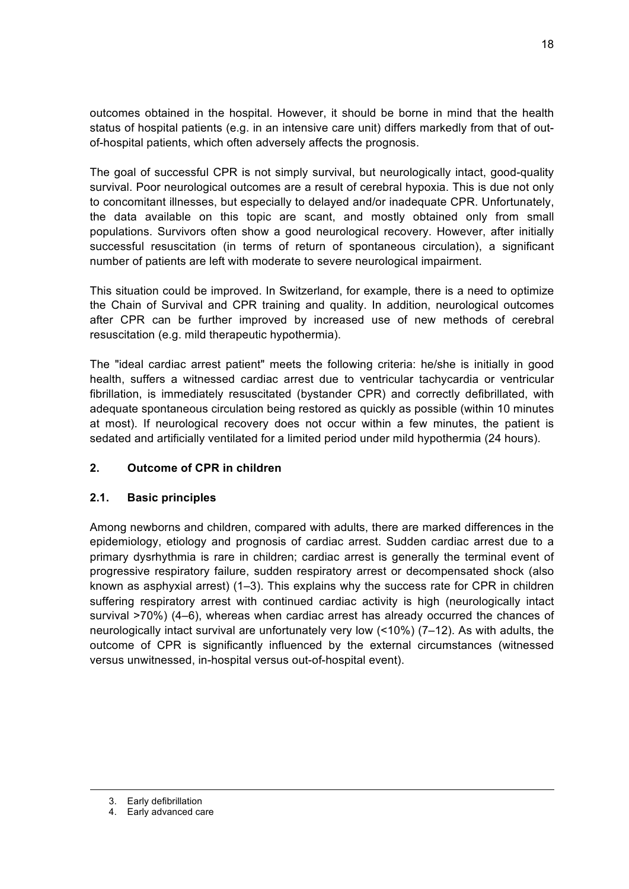outcomes obtained in the hospital. However, it should be borne in mind that the health status of hospital patients (e.g. in an intensive care unit) differs markedly from that of out-of-hospital patients, which often adversely affects the prognosis.

The goal of successful CPR is not simply survival, but neurologically intact, good-quality survival. Poor neurological outcomes are a result of cerebral hypoxia. This is due not only to concomitant illnesses, but especially to delayed and/or inadequate CPR. Unfortunately, the data available on this topic are scant, and mostly obtained only from small populations. Survivors often show a good neurological recovery. However, after initially successful resuscitation (in terms of return of spontaneous circulation), a significant number of patients are left with moderate to severe neurological impairment.

This situation could be improved. In Switzerland, for example, there is a need to optimize the Chain of Survival and CPR training and quality. In addition, neurological outcomes after CPR can be further improved by increased use of new methods of cerebral resuscitation (e.g. mild therapeutic hypothermia).

The "ideal cardiac arrest patient" meets the following criteria: he/she is initially in good health, suffers a witnessed cardiac arrest due to ventricular tachycardia or ventricular fibrillation, is immediately resuscitated (bystander CPR) and correctly defibrillated, with adequate spontaneous circulation being restored as quickly as possible (within 10 minutes at most). If neurological recovery does not occur within a few minutes, the patient is sedated and artificially ventilated for a limited period under mild hypothermia (24 hours).

## 2. Outcome of CPR in children

### 2.1. Basic principles

Among newborns and children, compared with adults, there are marked differences in the epidemiology, etiology and prognosis of cardiac arrest. Sudden cardiac arrest due to a primary dysrhythmia is rare in children; cardiac arrest is generally the terminal event of progressive respiratory failure, sudden respiratory arrest or decompensated shock (also known as asphyxial arrest) (1–3). This explains why the success rate for CPR in children suffering respiratory arrest with continued cardiac activity is high (neurologically intact survival >70%) (4–6), whereas when cardiac arrest has already occurred the chances of neurologically intact survival are unfortunately very low (<10%) (7–12). As with adults, the outcome of CPR is significantly influenced by the external circumstances (witnessed versus unwitnessed, in-hospital versus out-of-hospital event).

---

3. Early defibrillation
4. Early advanced care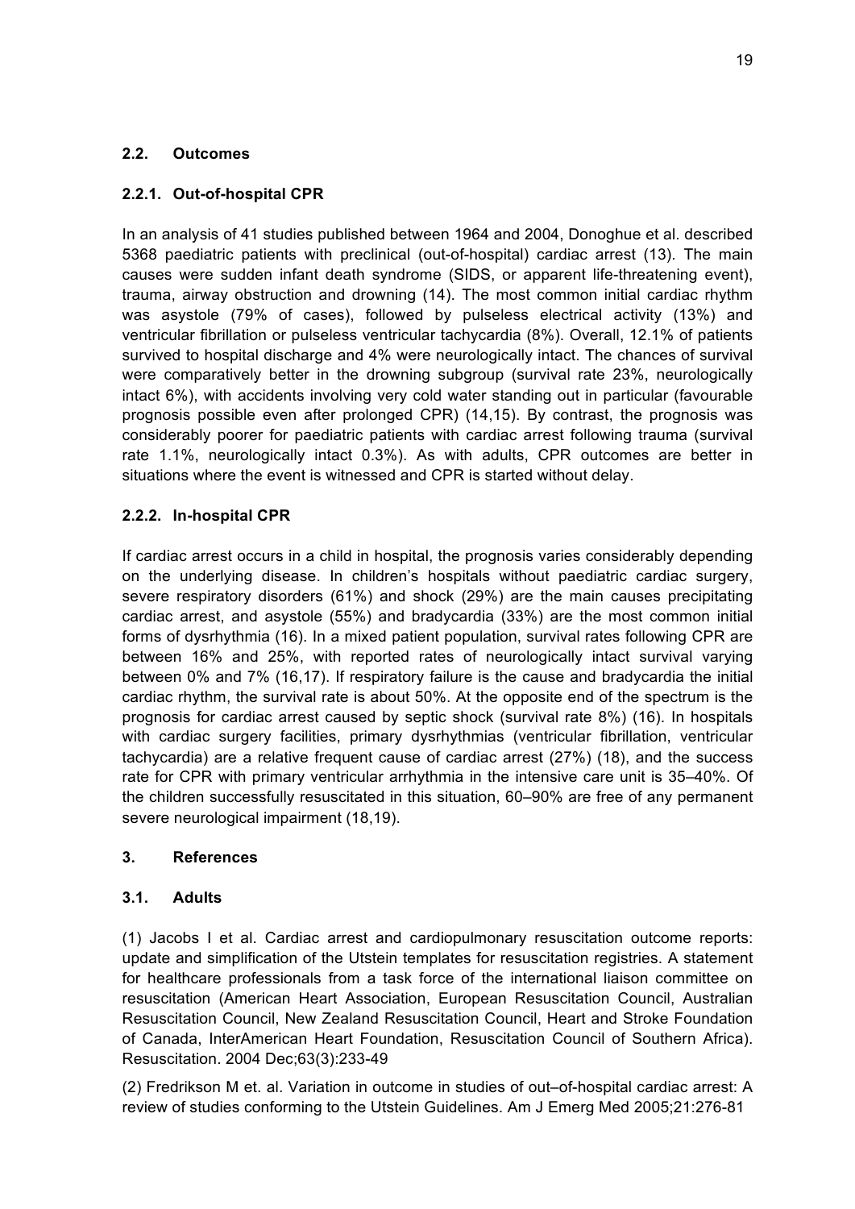### 2.2. Outcomes

#### 2.2.1. Out-of-hospital CPR

In an analysis of 41 studies published between 1964 and 2004, Donoghue et al. described 5368 paediatric patients with preclinical (out-of-hospital) cardiac arrest (13). The main causes were sudden infant death syndrome (SIDS, or apparent life-threatening event), trauma, airway obstruction and drowning (14). The most common initial cardiac rhythm was asystole (79% of cases), followed by pulseless electrical activity (13%) and ventricular fibrillation or pulseless ventricular tachycardia (8%). Overall, 12.1% of patients survived to hospital discharge and 4% were neurologically intact. The chances of survival were comparatively better in the drowning subgroup (survival rate 23%, neurologically intact 6%), with accidents involving very cold water standing out in particular (favourable prognosis possible even after prolonged CPR) (14,15). By contrast, the prognosis was considerably poorer for paediatric patients with cardiac arrest following trauma (survival rate 1.1%, neurologically intact 0.3%). As with adults, CPR outcomes are better in situations where the event is witnessed and CPR is started without delay.

#### 2.2.2. In-hospital CPR

If cardiac arrest occurs in a child in hospital, the prognosis varies considerably depending on the underlying disease. In children's hospitals without paediatric cardiac surgery, severe respiratory disorders (61%) and shock (29%) are the main causes precipitating cardiac arrest, and asystole (55%) and bradycardia (33%) are the most common initial forms of dysrhythmia (16). In a mixed patient population, survival rates following CPR are between 16% and 25%, with reported rates of neurologically intact survival varying between 0% and 7% (16,17). If respiratory failure is the cause and bradycardia the initial cardiac rhythm, the survival rate is about 50%. At the opposite end of the spectrum is the prognosis for cardiac arrest caused by septic shock (survival rate 8%) (16). In hospitals with cardiac surgery facilities, primary dysrhythmias (ventricular fibrillation, ventricular tachycardia) are a relative frequent cause of cardiac arrest (27%) (18), and the success rate for CPR with primary ventricular arrhythmia in the intensive care unit is 35–40%. Of the children successfully resuscitated in this situation, 60–90% are free of any permanent severe neurological impairment (18,19).

## 3. References

### 3.1. Adults

(1) Jacobs I et al. Cardiac arrest and cardiopulmonary resuscitation outcome reports: update and simplification of the Utstein templates for resuscitation registries. A statement for healthcare professionals from a task force of the international liaison committee on resuscitation (American Heart Association, European Resuscitation Council, Australian Resuscitation Council, New Zealand Resuscitation Council, Heart and Stroke Foundation of Canada, InterAmerican Heart Foundation, Resuscitation Council of Southern Africa). Resuscitation. 2004 Dec;63(3):233-49

(2) Fredrikson M et. al. Variation in outcome in studies of out–of-hospital cardiac arrest: A review of studies conforming to the Utstein Guidelines. Am J Emerg Med 2005;21:276-81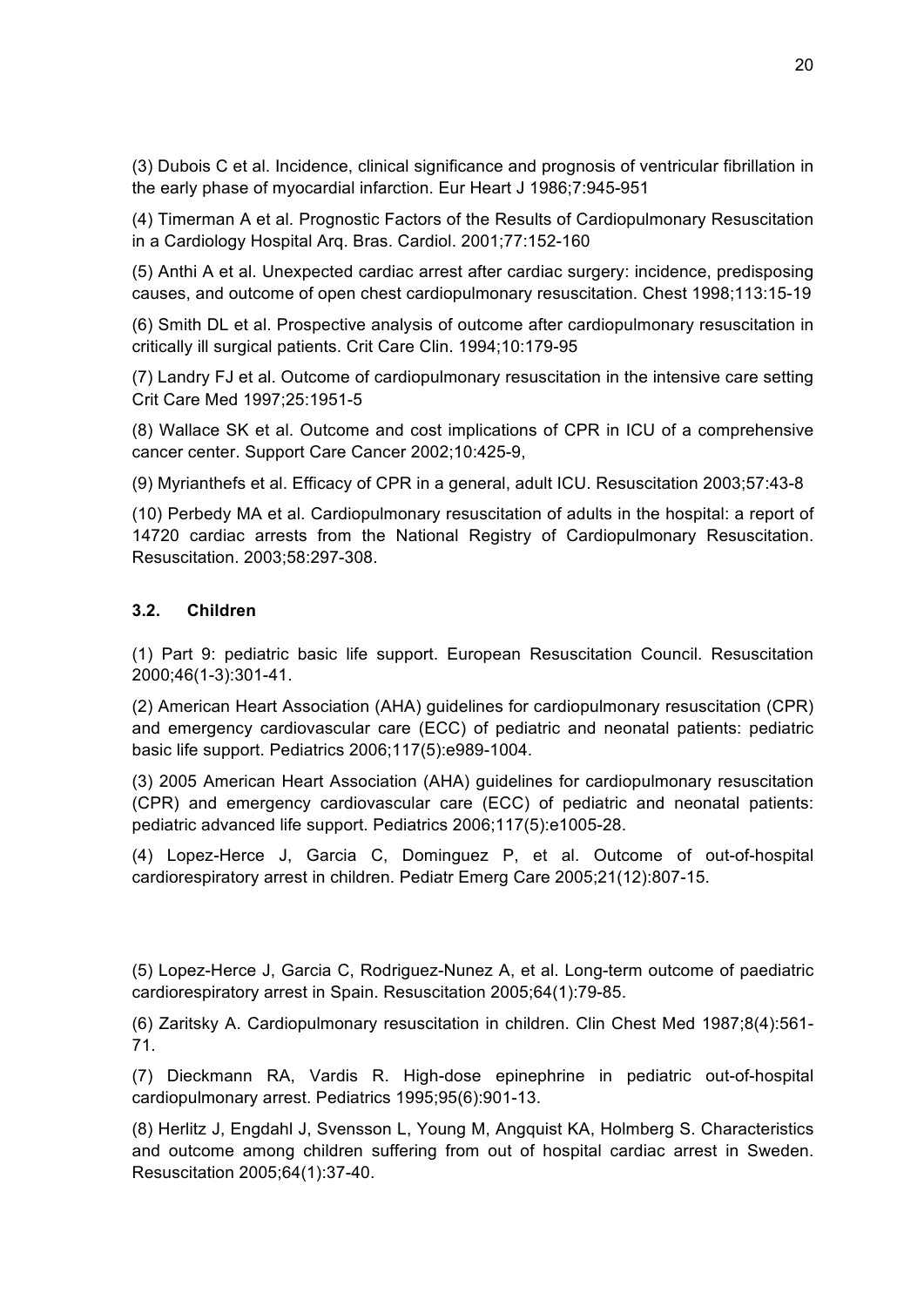(3) Dubois C et al. Incidence, clinical significance and prognosis of ventricular fibrillation in the early phase of myocardial infarction. Eur Heart J 1986;7:945-951

(4) Timerman A et al. Prognostic Factors of the Results of Cardiopulmonary Resuscitation in a Cardiology Hospital Arq. Bras. Cardiol. 2001;77:152-160

(5) Anthi A et al. Unexpected cardiac arrest after cardiac surgery: incidence, predisposing causes, and outcome of open chest cardiopulmonary resuscitation. Chest 1998;113:15-19

(6) Smith DL et al. Prospective analysis of outcome after cardiopulmonary resuscitation in critically ill surgical patients. Crit Care Clin. 1994;10:179-95

(7) Landry FJ et al. Outcome of cardiopulmonary resuscitation in the intensive care setting Crit Care Med 1997;25:1951-5

(8) Wallace SK et al. Outcome and cost implications of CPR in ICU of a comprehensive cancer center. Support Care Cancer 2002;10:425-9,

(9) Myrianthefs et al. Efficacy of CPR in a general, adult ICU. Resuscitation 2003;57:43-8

(10) Perbedy MA et al. Cardiopulmonary resuscitation of adults in the hospital: a report of 14720 cardiac arrests from the National Registry of Cardiopulmonary Resuscitation. Resuscitation. 2003;58:297-308.

### 3.2. Children

(1) Part 9: pediatric basic life support. European Resuscitation Council. Resuscitation 2000;46(1-3):301-41.

(2) American Heart Association (AHA) guidelines for cardiopulmonary resuscitation (CPR) and emergency cardiovascular care (ECC) of pediatric and neonatal patients: pediatric basic life support. Pediatrics 2006;117(5):e989-1004.

(3) 2005 American Heart Association (AHA) guidelines for cardiopulmonary resuscitation (CPR) and emergency cardiovascular care (ECC) of pediatric and neonatal patients: pediatric advanced life support. Pediatrics 2006;117(5):e1005-28.

(4) Lopez-Herce J, Garcia C, Dominguez P, et al. Outcome of out-of-hospital cardiorespiratory arrest in children. Pediatr Emerg Care 2005;21(12):807-15.

(5) Lopez-Herce J, Garcia C, Rodriguez-Nunez A, et al. Long-term outcome of paediatric cardiorespiratory arrest in Spain. Resuscitation 2005;64(1):79-85.

(6) Zaritsky A. Cardiopulmonary resuscitation in children. Clin Chest Med 1987;8(4):561-71.

(7) Dieckmann RA, Vardis R. High-dose epinephrine in pediatric out-of-hospital cardiopulmonary arrest. Pediatrics 1995;95(6):901-13.

(8) Herlitz J, Engdahl J, Svensson L, Young M, Angquist KA, Holmberg S. Characteristics and outcome among children suffering from out of hospital cardiac arrest in Sweden. Resuscitation 2005;64(1):37-40.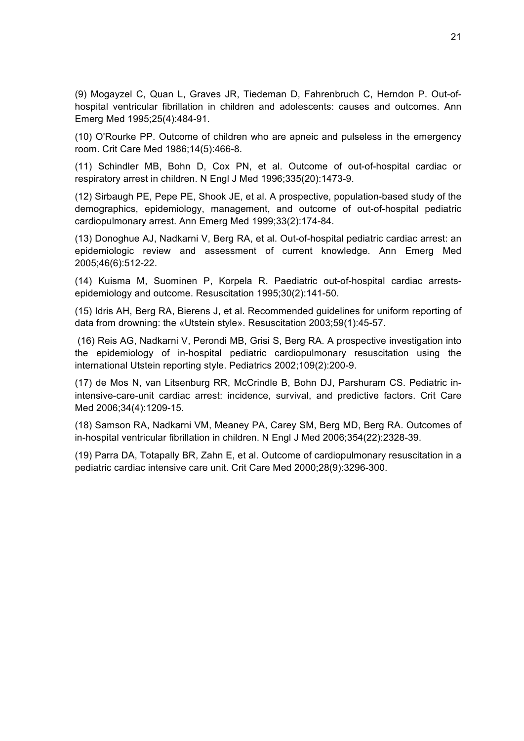(9) Mogayzel C, Quan L, Graves JR, Tiedeman D, Fahrenbruch C, Herndon P. Out-of-hospital ventricular fibrillation in children and adolescents: causes and outcomes. Ann Emerg Med 1995;25(4):484-91.

(10) O'Rourke PP. Outcome of children who are apneic and pulseless in the emergency room. Crit Care Med 1986;14(5):466-8.

(11) Schindler MB, Bohn D, Cox PN, et al. Outcome of out-of-hospital cardiac or respiratory arrest in children. N Engl J Med 1996;335(20):1473-9.

(12) Sirbaugh PE, Pepe PE, Shook JE, et al. A prospective, population-based study of the demographics, epidemiology, management, and outcome of out-of-hospital pediatric cardiopulmonary arrest. Ann Emerg Med 1999;33(2):174-84.

(13) Donoghue AJ, Nadkarni V, Berg RA, et al. Out-of-hospital pediatric cardiac arrest: an epidemiologic review and assessment of current knowledge. Ann Emerg Med 2005;46(6):512-22.

(14) Kuisma M, Suominen P, Korpela R. Paediatric out-of-hospital cardiac arrests-epidemiology and outcome. Resuscitation 1995;30(2):141-50.

(15) Idris AH, Berg RA, Bierens J, et al. Recommended guidelines for uniform reporting of data from drowning: the «Utstein style». Resuscitation 2003;59(1):45-57.

(16) Reis AG, Nadkarni V, Perondi MB, Grisi S, Berg RA. A prospective investigation into the epidemiology of in-hospital pediatric cardiopulmonary resuscitation using the international Utstein reporting style. Pediatrics 2002;109(2):200-9.

(17) de Mos N, van Litsenburg RR, McCrindle B, Bohn DJ, Parshuram CS. Pediatric in-intensive-care-unit cardiac arrest: incidence, survival, and predictive factors. Crit Care Med 2006;34(4):1209-15.

(18) Samson RA, Nadkarni VM, Meaney PA, Carey SM, Berg MD, Berg RA. Outcomes of in-hospital ventricular fibrillation in children. N Engl J Med 2006;354(22):2328-39.

(19) Parra DA, Totapally BR, Zahn E, et al. Outcome of cardiopulmonary resuscitation in a pediatric cardiac intensive care unit. Crit Care Med 2000;28(9):3296-300.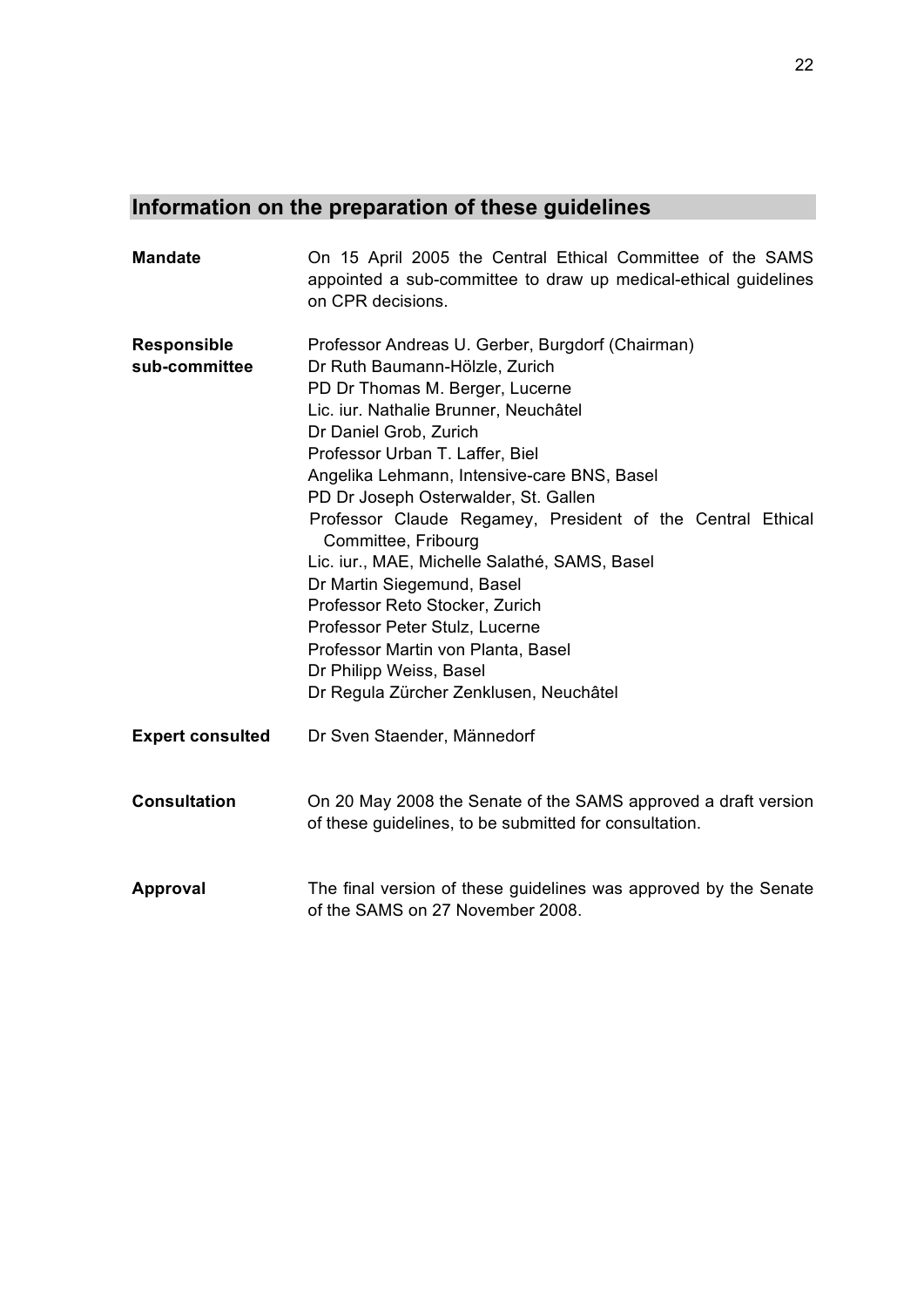## Information on the preparation of these guidelines

**Mandate**

On 15 April 2005 the Central Ethical Committee of the SAMS appointed a sub-committee to draw up medical-ethical guidelines on CPR decisions.

**Responsible sub-committee**

Professor Andreas U. Gerber, Burgdorf (Chairman)
Dr Ruth Baumann-Hölzle, Zurich
PD Dr Thomas M. Berger, Lucerne
Lic. iur. Nathalie Brunner, Neuchâtel
Dr Daniel Grob, Zurich
Professor Urban T. Laffer, Biel
Angelika Lehmann, Intensive-care BNS, Basel
PD Dr Joseph Osterwalder, St. Gallen
Professor Claude Regamey, President of the Central Ethical Committee, Fribourg
Lic. iur., MAE, Michelle Salathé, SAMS, Basel
Dr Martin Siegemund, Basel
Professor Reto Stocker, Zurich
Professor Peter Stulz, Lucerne
Professor Martin von Planta, Basel
Dr Philipp Weiss, Basel
Dr Regula Zürcher Zenklusen, Neuchâtel

**Expert consulted**

Dr Sven Staender, Männedorf

**Consultation**

On 20 May 2008 the Senate of the SAMS approved a draft version of these guidelines, to be submitted for consultation.

**Approval**

The final version of these guidelines was approved by the Senate of the SAMS on 27 November 2008.